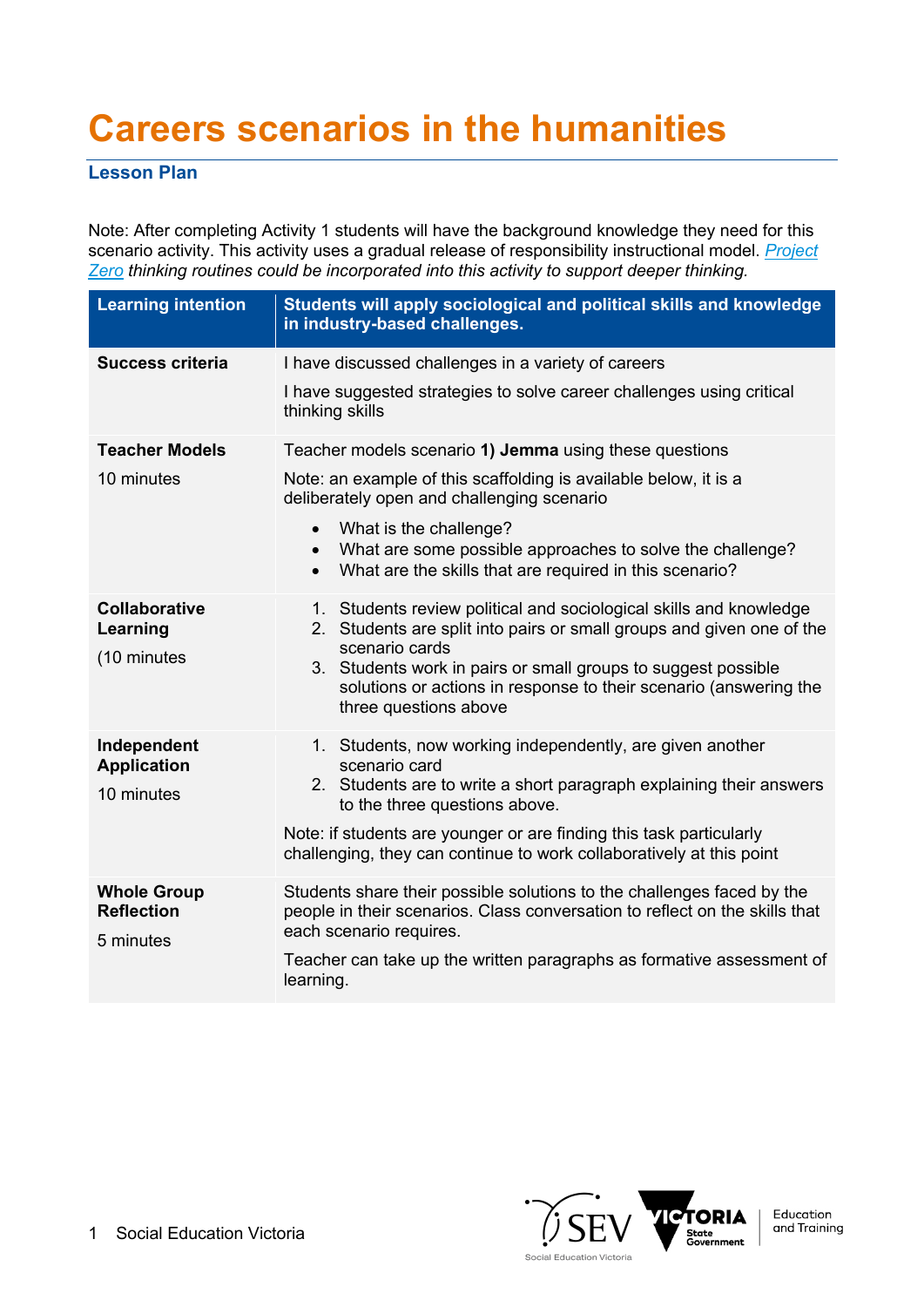# Careers scenarios in the humanities

## Lesson Plan

Note: After completing Activity 1 students will have the background knowledge they need for this scenario activity. This activity uses a gradual release of responsibility instructional model. *[Project Zero](Project Zero) thinking routines could be incorporated into this activity to support deeper thinking.*

| Learning intention | Students will apply sociological and political skills and knowledge in industry-based challenges. |
|---|---|
| **Success criteria** | I have discussed challenges in a variety of careers<br><br>I have suggested strategies to solve career challenges using critical thinking skills |
| **Teacher Models**<br><br>10 minutes | Teacher models scenario **1) Jemma** using these questions<br><br>Note: an example of this scaffolding is available below, it is a deliberately open and challenging scenario<br><br>• What is the challenge?<br>• What are some possible approaches to solve the challenge?<br>• What are the skills that are required in this scenario? |
| **Collaborative Learning**<br><br>(10 minutes | 1. Students review political and sociological skills and knowledge<br>2. Students are split into pairs or small groups and given one of the scenario cards<br>3. Students work in pairs or small groups to suggest possible solutions or actions in response to their scenario (answering the three questions above |
| **Independent Application**<br><br>10 minutes | 1. Students, now working independently, are given another scenario card<br>2. Students are to write a short paragraph explaining their answers to the three questions above.<br><br>Note: if students are younger or are finding this task particularly challenging, they can continue to work collaboratively at this point |
| **Whole Group Reflection**<br><br>5 minutes | Students share their possible solutions to the challenges faced by the people in their scenarios. Class conversation to reflect on the skills that each scenario requires.<br><br>Teacher can take up the written paragraphs as formative assessment of learning. |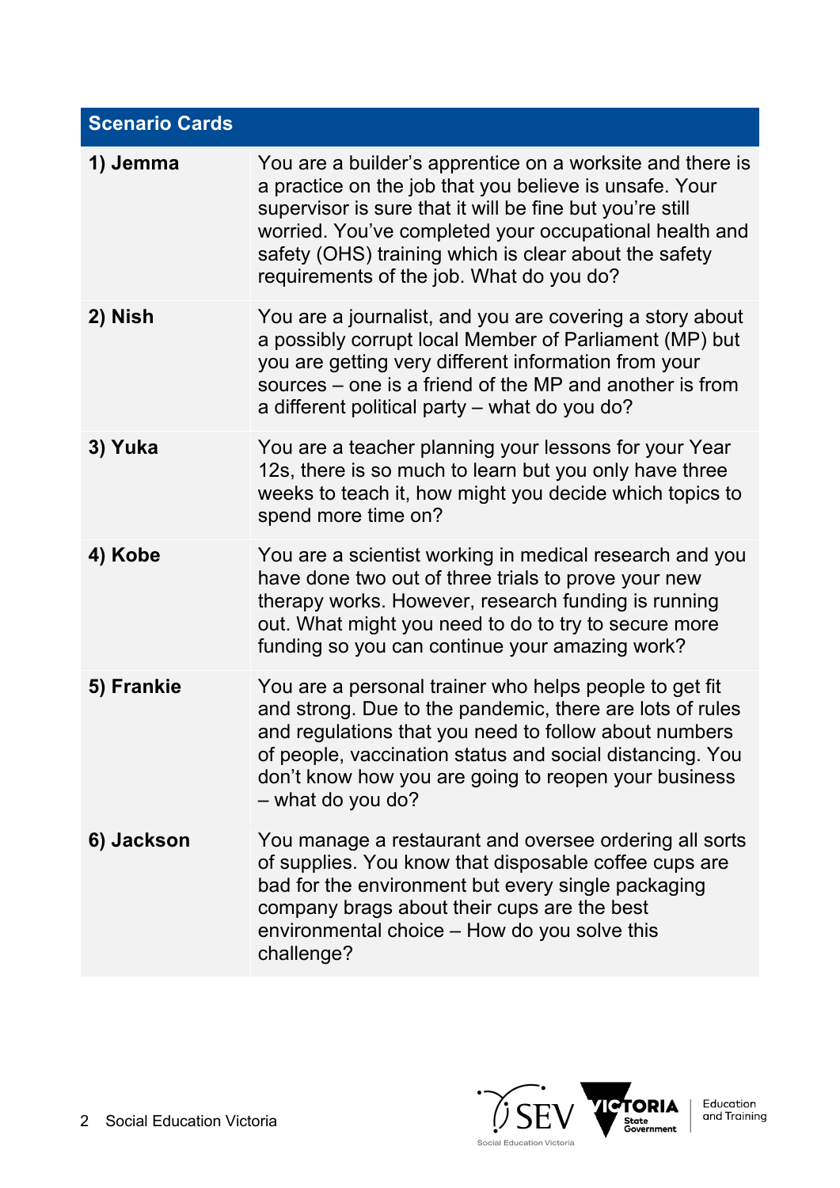| Scenario Cards | |
|---|---|
| **1) Jemma** | You are a builder's apprentice on a worksite and there is a practice on the job that you believe is unsafe. Your supervisor is sure that it will be fine but you're still worried. You've completed your occupational health and safety (OHS) training which is clear about the safety requirements of the job. What do you do? |
| **2) Nish** | You are a journalist, and you are covering a story about a possibly corrupt local Member of Parliament (MP) but you are getting very different information from your sources – one is a friend of the MP and another is from a different political party – what do you do? |
| **3) Yuka** | You are a teacher planning your lessons for your Year 12s, there is so much to learn but you only have three weeks to teach it, how might you decide which topics to spend more time on? |
| **4) Kobe** | You are a scientist working in medical research and you have done two out of three trials to prove your new therapy works. However, research funding is running out. What might you need to do to try to secure more funding so you can continue your amazing work? |
| **5) Frankie** | You are a personal trainer who helps people to get fit and strong. Due to the pandemic, there are lots of rules and regulations that you need to follow about numbers of people, vaccination status and social distancing. You don't know how you are going to reopen your business – what do you do? |
| **6) Jackson** | You manage a restaurant and oversee ordering all sorts of supplies. You know that disposable coffee cups are bad for the environment but every single packaging company brags about their cups are the best environmental choice – How do you solve this challenge? |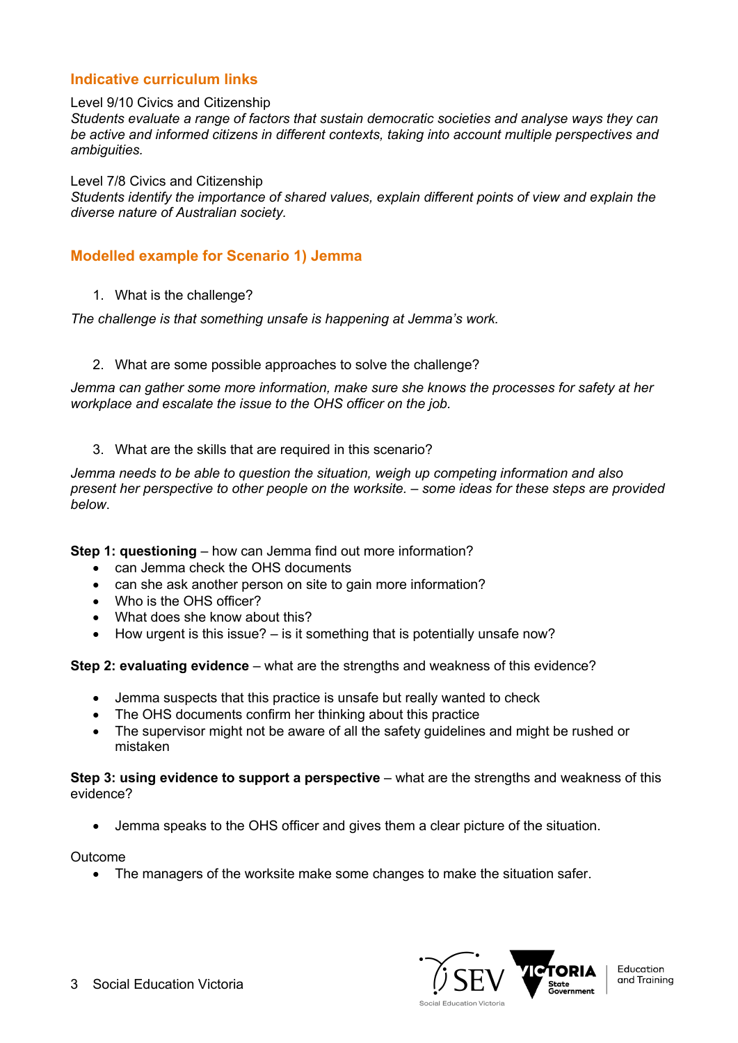## Indicative curriculum links

Level 9/10 Civics and Citizenship
*Students evaluate a range of factors that sustain democratic societies and analyse ways they can be active and informed citizens in different contexts, taking into account multiple perspectives and ambiguities.*

Level 7/8 Civics and Citizenship
*Students identify the importance of shared values, explain different points of view and explain the diverse nature of Australian society.*

## Modelled example for Scenario 1) Jemma

1. What is the challenge?

*The challenge is that something unsafe is happening at Jemma's work.*

2. What are some possible approaches to solve the challenge?

*Jemma can gather some more information, make sure she knows the processes for safety at her workplace and escalate the issue to the OHS officer on the job.*

3. What are the skills that are required in this scenario?

*Jemma needs to be able to question the situation, weigh up competing information and also present her perspective to other people on the worksite. – some ideas for these steps are provided below*.

**Step 1: questioning** – how can Jemma find out more information?

- can Jemma check the OHS documents
- can she ask another person on site to gain more information?
- Who is the OHS officer?
- What does she know about this?
- How urgent is this issue? – is it something that is potentially unsafe now?

**Step 2: evaluating evidence** – what are the strengths and weakness of this evidence?

- Jemma suspects that this practice is unsafe but really wanted to check
- The OHS documents confirm her thinking about this practice
- The supervisor might not be aware of all the safety guidelines and might be rushed or mistaken

**Step 3: using evidence to support a perspective** – what are the strengths and weakness of this evidence?

- Jemma speaks to the OHS officer and gives them a clear picture of the situation.

Outcome

- The managers of the worksite make some changes to make the situation safer.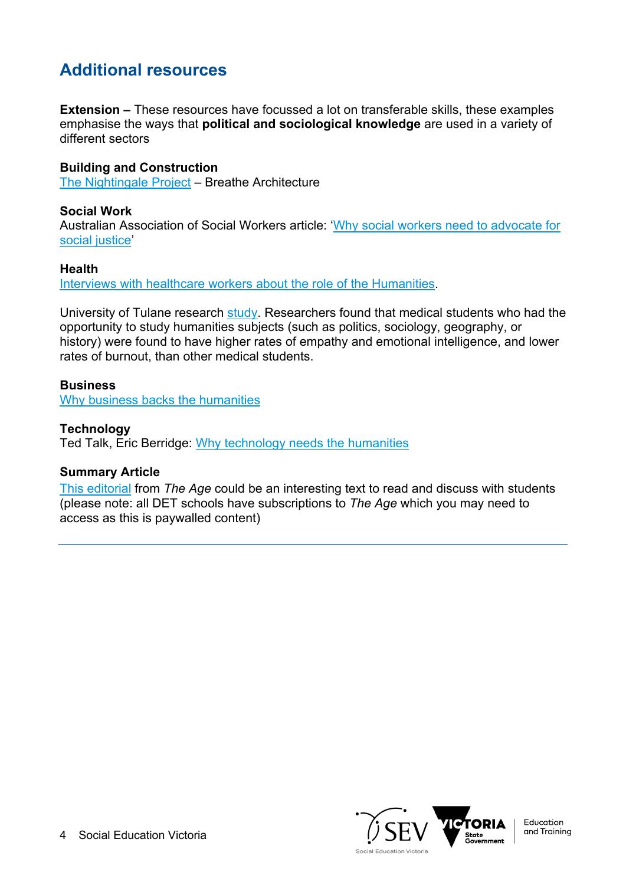## Additional resources

**Extension –** These resources have focussed a lot on transferable skills, these examples emphasise the ways that **political and sociological knowledge** are used in a variety of different sectors

**Building and Construction**
The Nightingale Project – Breathe Architecture

**Social Work**
Australian Association of Social Workers article: 'Why social workers need to advocate for social justice'

**Health**
Interviews with healthcare workers about the role of the Humanities.

University of Tulane research study. Researchers found that medical students who had the opportunity to study humanities subjects (such as politics, sociology, geography, or history) were found to have higher rates of empathy and emotional intelligence, and lower rates of burnout, than other medical students.

**Business**
Why business backs the humanities

**Technology**
Ted Talk, Eric Berridge: Why technology needs the humanities

**Summary Article**
This editorial from *The Age* could be an interesting text to read and discuss with students (please note: all DET schools have subscriptions to *The Age* which you may need to access as this is paywalled content)